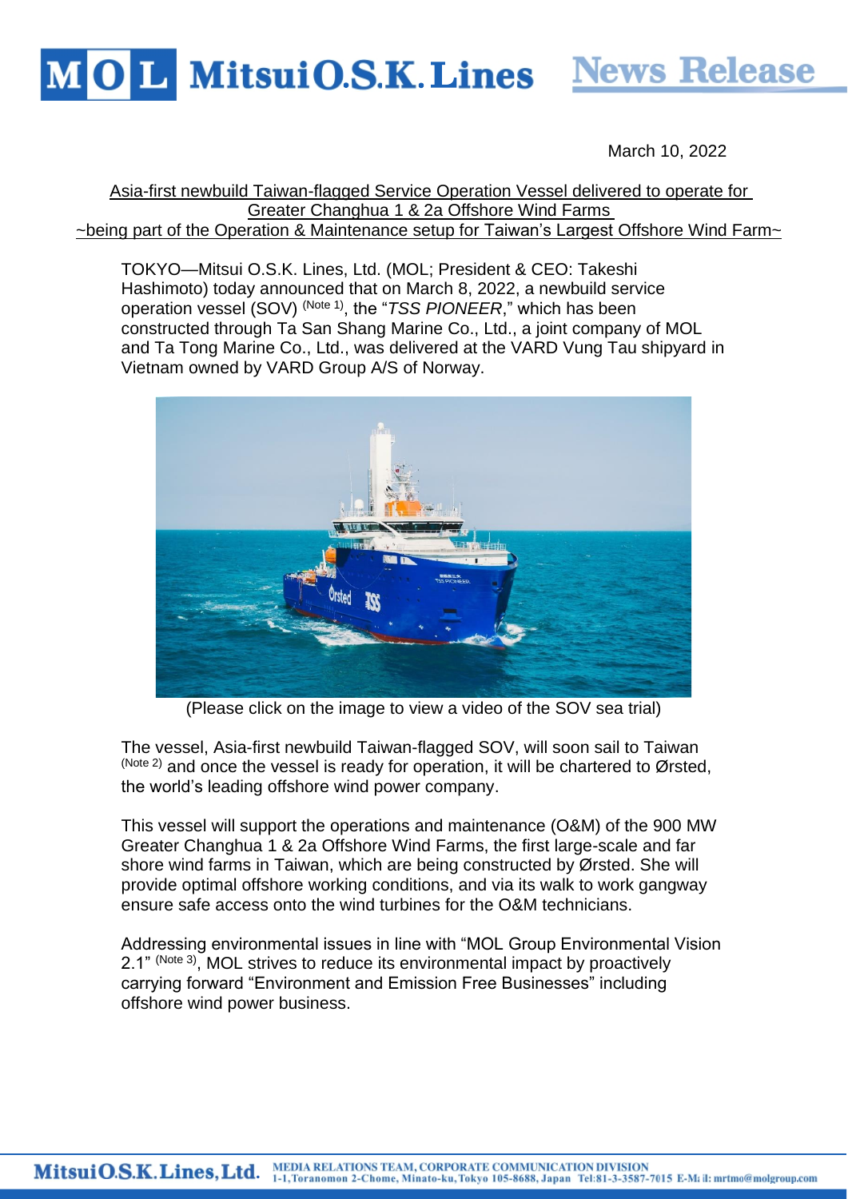March 10, 2022

## Asia-first newbuild Taiwan-flagged Service Operation Vessel delivered to operate for Greater Changhua 1 & 2a Offshore Wind Farms
## ~being part of the Operation & Maintenance setup for Taiwan's Largest Offshore Wind Farm~

TOKYO—Mitsui O.S.K. Lines, Ltd. (MOL; President & CEO: Takeshi Hashimoto) today announced that on March 8, 2022, a newbuild service operation vessel (SOV) (Note 1), the "*TSS PIONEER*," which has been constructed through Ta San Shang Marine Co., Ltd., a joint company of MOL and Ta Tong Marine Co., Ltd., was delivered at the VARD Vung Tau shipyard in Vietnam owned by VARD Group A/S of Norway.

(Please click on the image to view a video of the SOV sea trial)

The vessel, Asia-first newbuild Taiwan-flagged SOV, will soon sail to Taiwan (Note 2) and once the vessel is ready for operation, it will be chartered to Ørsted, the world's leading offshore wind power company.

This vessel will support the operations and maintenance (O&M) of the 900 MW Greater Changhua 1 & 2a Offshore Wind Farms, the first large-scale and far shore wind farms in Taiwan, which are being constructed by Ørsted. She will provide optimal offshore working conditions, and via its walk to work gangway ensure safe access onto the wind turbines for the O&M technicians.

Addressing environmental issues in line with "MOL Group Environmental Vision 2.1" (Note 3), MOL strives to reduce its environmental impact by proactively carrying forward "Environment and Emission Free Businesses" including offshore wind power business.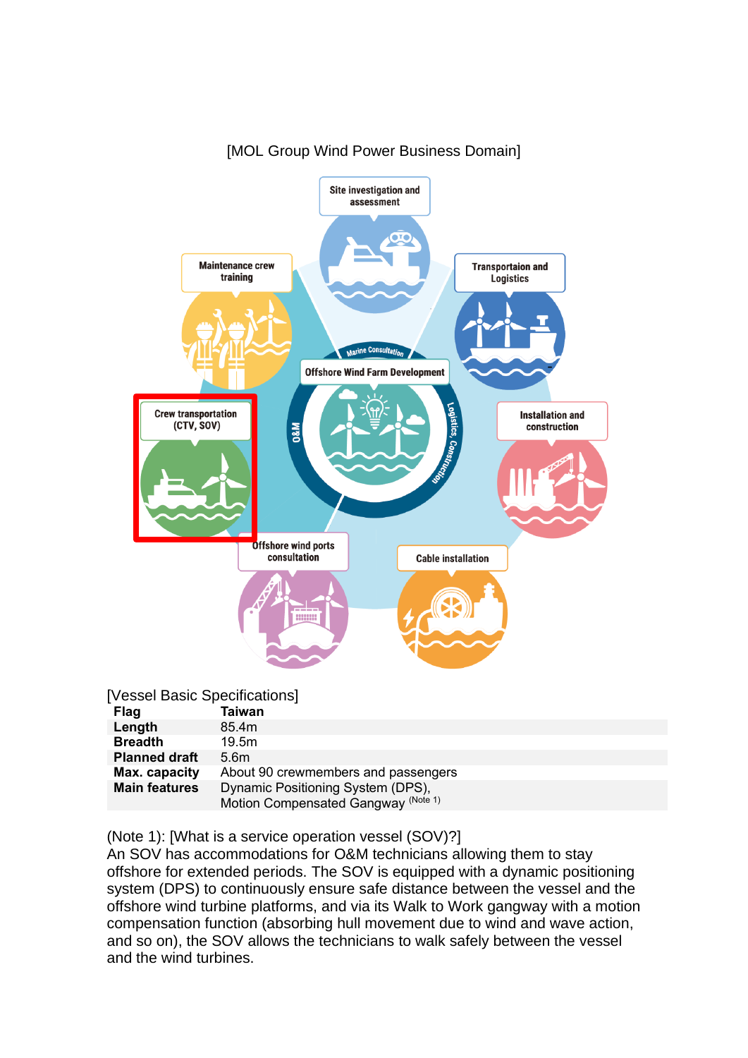[MOL Group Wind Power Business Domain]

Site investigation and assessment

Transportation and Logistics

Maintenance crew training

Marine Consultation

Offshore Wind Farm Development

O&M

Logistics, Construction

Crew transportation (CTV, SOV)

Installation and construction

Offshore wind ports consultation

Cable installation

[Vessel Basic Specifications]

| Flag | Taiwan |
|---|---|
| Length | 85.4m |
| Breadth | 19.5m |
| Planned draft | 5.6m |
| Max. capacity | About 90 crewmembers and passengers |
| Main features | Dynamic Positioning System (DPS), Motion Compensated Gangway (Note 1) |

(Note 1): [What is a service operation vessel (SOV)?]
An SOV has accommodations for O&M technicians allowing them to stay offshore for extended periods. The SOV is equipped with a dynamic positioning system (DPS) to continuously ensure safe distance between the vessel and the offshore wind turbine platforms, and via its Walk to Work gangway with a motion compensation function (absorbing hull movement due to wind and wave action, and so on), the SOV allows the technicians to walk safely between the vessel and the wind turbines.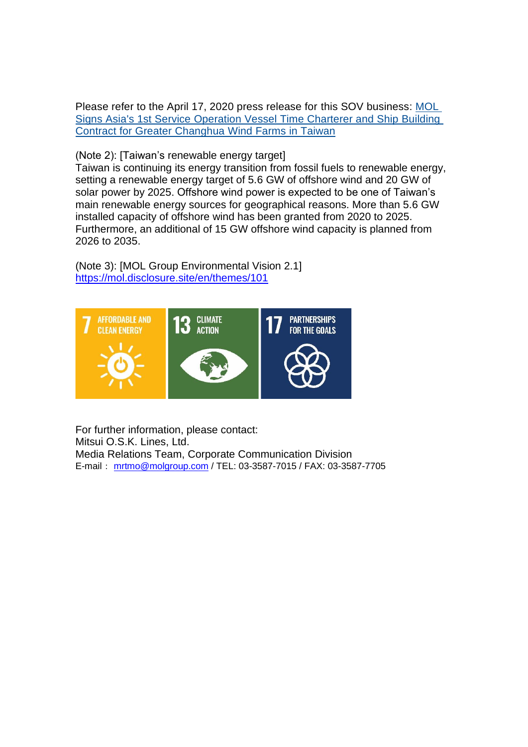Please refer to the April 17, 2020 press release for this SOV business: [MOL Signs Asia's 1st Service Operation Vessel Time Charterer and Ship Building Contract for Greater Changhua Wind Farms in Taiwan]

(Note 2): [Taiwan's renewable energy target]
Taiwan is continuing its energy transition from fossil fuels to renewable energy, setting a renewable energy target of 5.6 GW of offshore wind and 20 GW of solar power by 2025. Offshore wind power is expected to be one of Taiwan's main renewable energy sources for geographical reasons. More than 5.6 GW installed capacity of offshore wind has been granted from 2020 to 2025. Furthermore, an additional of 15 GW offshore wind capacity is planned from 2026 to 2035.

(Note 3): [MOL Group Environmental Vision 2.1]
https://mol.disclosure.site/en/themes/101

7 AFFORDABLE AND CLEAN ENERGY

13 CLIMATE ACTION

17 PARTNERSHIPS FOR THE GOALS

For further information, please contact:
Mitsui O.S.K. Lines, Ltd.
Media Relations Team, Corporate Communication Division
E-mail： mrtmo@molgroup.com / TEL: 03-3587-7015 / FAX: 03-3587-7705